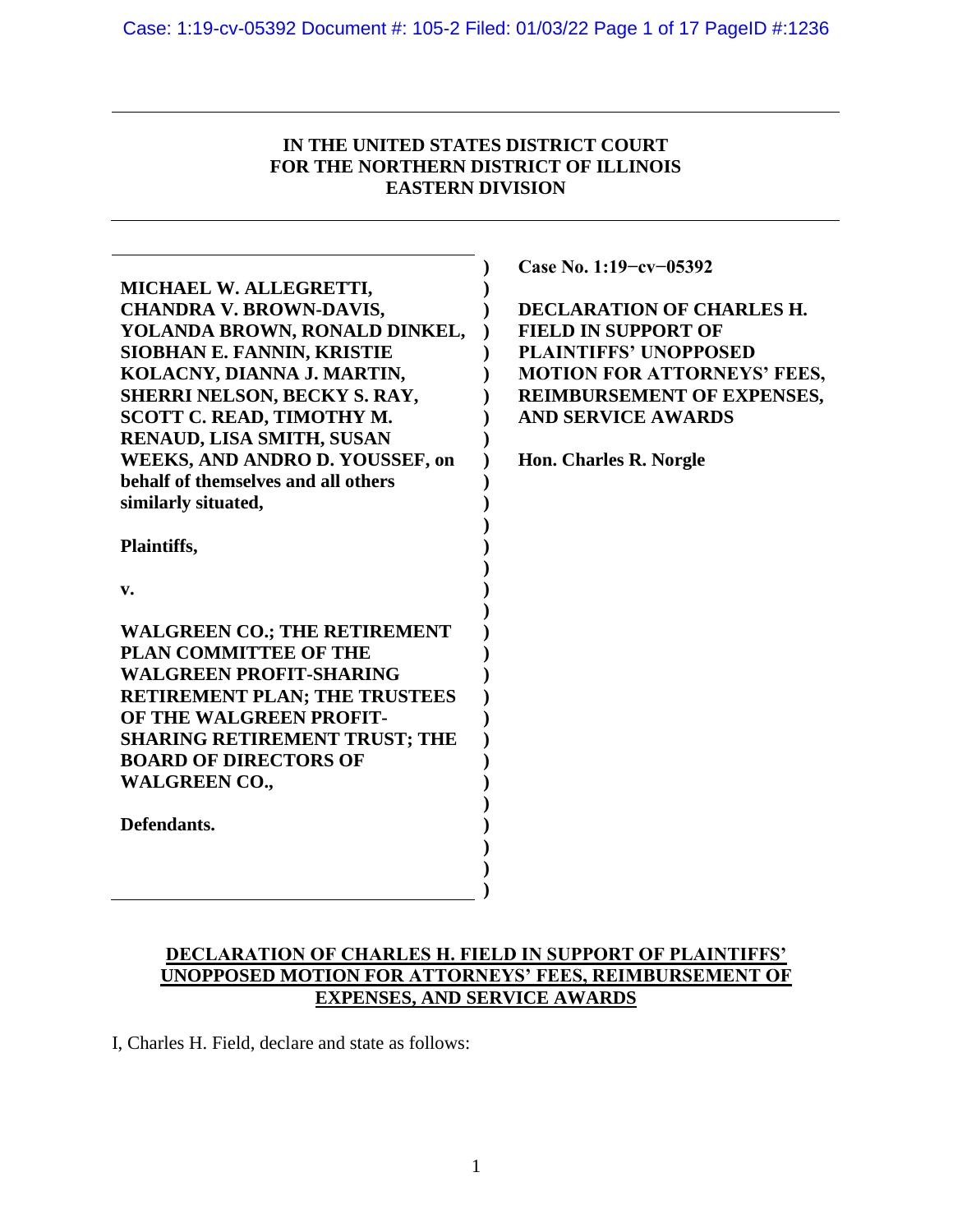**IN THE UNITED STATES DISTRICT COURT**
**FOR THE NORTHERN DISTRICT OF ILLINOIS**
**EASTERN DIVISION**

| | |
|---|---|
| **MICHAEL W. ALLEGRETTI, CHANDRA V. BROWN-DAVIS, YOLANDA BROWN, RONALD DINKEL, SIOBHAN E. FANNIN, KRISTIE KOLACNY, DIANNA J. MARTIN, SHERRI NELSON, BECKY S. RAY, SCOTT C. READ, TIMOTHY M. RENAUD, LISA SMITH, SUSAN WEEKS, AND ANDRO D. YOUSSEF, on behalf of themselves and all others similarly situated,** | **Case No. 1:19−cv−05392** |
| **Plaintiffs,** | **DECLARATION OF CHARLES H. FIELD IN SUPPORT OF PLAINTIFFS' UNOPPOSED MOTION FOR ATTORNEYS' FEES, REIMBURSEMENT OF EXPENSES, AND SERVICE AWARDS** |
| **v.** | **Hon. Charles R. Norgle** |
| **WALGREEN CO.; THE RETIREMENT PLAN COMMITTEE OF THE WALGREEN PROFIT-SHARING RETIREMENT PLAN; THE TRUSTEES OF THE WALGREEN PROFIT-SHARING RETIREMENT TRUST; THE BOARD OF DIRECTORS OF WALGREEN CO.,** | |
| **Defendants.** | |

**DECLARATION OF CHARLES H. FIELD IN SUPPORT OF PLAINTIFFS' UNOPPOSED MOTION FOR ATTORNEYS' FEES, REIMBURSEMENT OF EXPENSES, AND SERVICE AWARDS**

I, Charles H. Field, declare and state as follows: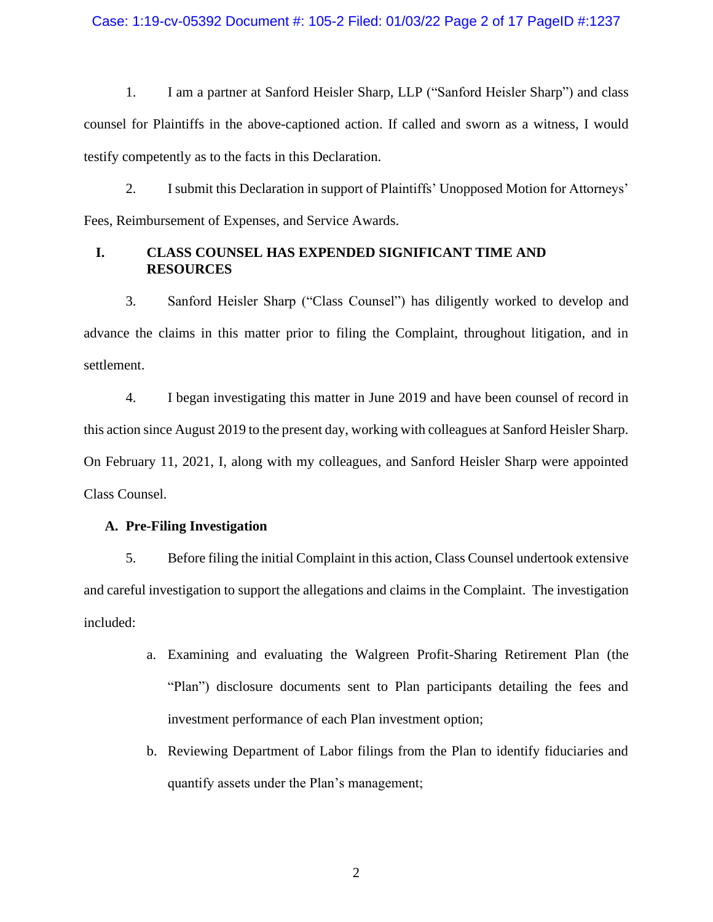1. I am a partner at Sanford Heisler Sharp, LLP ("Sanford Heisler Sharp") and class counsel for Plaintiffs in the above-captioned action. If called and sworn as a witness, I would testify competently as to the facts in this Declaration.

2. I submit this Declaration in support of Plaintiffs' Unopposed Motion for Attorneys' Fees, Reimbursement of Expenses, and Service Awards.

## I. CLASS COUNSEL HAS EXPENDED SIGNIFICANT TIME AND RESOURCES

3. Sanford Heisler Sharp ("Class Counsel") has diligently worked to develop and advance the claims in this matter prior to filing the Complaint, throughout litigation, and in settlement.

4. I began investigating this matter in June 2019 and have been counsel of record in this action since August 2019 to the present day, working with colleagues at Sanford Heisler Sharp. On February 11, 2021, I, along with my colleagues, and Sanford Heisler Sharp were appointed Class Counsel.

### A. Pre-Filing Investigation

5. Before filing the initial Complaint in this action, Class Counsel undertook extensive and careful investigation to support the allegations and claims in the Complaint. The investigation included:

   a. Examining and evaluating the Walgreen Profit-Sharing Retirement Plan (the "Plan") disclosure documents sent to Plan participants detailing the fees and investment performance of each Plan investment option;

   b. Reviewing Department of Labor filings from the Plan to identify fiduciaries and quantify assets under the Plan's management;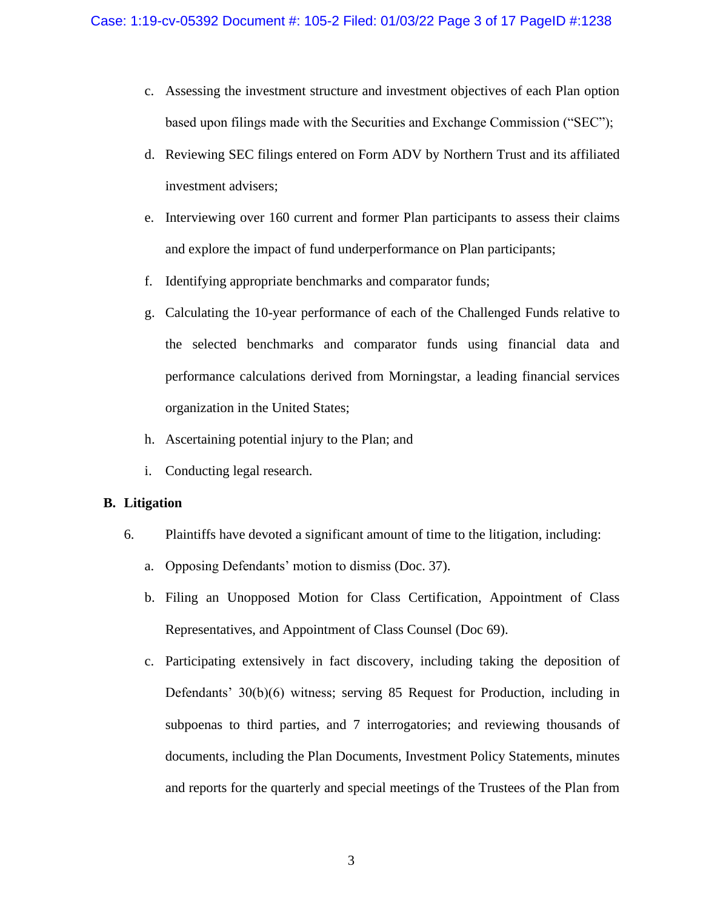c. Assessing the investment structure and investment objectives of each Plan option based upon filings made with the Securities and Exchange Commission ("SEC");

d. Reviewing SEC filings entered on Form ADV by Northern Trust and its affiliated investment advisers;

e. Interviewing over 160 current and former Plan participants to assess their claims and explore the impact of fund underperformance on Plan participants;

f. Identifying appropriate benchmarks and comparator funds;

g. Calculating the 10-year performance of each of the Challenged Funds relative to the selected benchmarks and comparator funds using financial data and performance calculations derived from Morningstar, a leading financial services organization in the United States;

h. Ascertaining potential injury to the Plan; and

i. Conducting legal research.

**B. Litigation**

6. Plaintiffs have devoted a significant amount of time to the litigation, including:

a. Opposing Defendants' motion to dismiss (Doc. 37).

b. Filing an Unopposed Motion for Class Certification, Appointment of Class Representatives, and Appointment of Class Counsel (Doc 69).

c. Participating extensively in fact discovery, including taking the deposition of Defendants' 30(b)(6) witness; serving 85 Request for Production, including in subpoenas to third parties, and 7 interrogatories; and reviewing thousands of documents, including the Plan Documents, Investment Policy Statements, minutes and reports for the quarterly and special meetings of the Trustees of the Plan from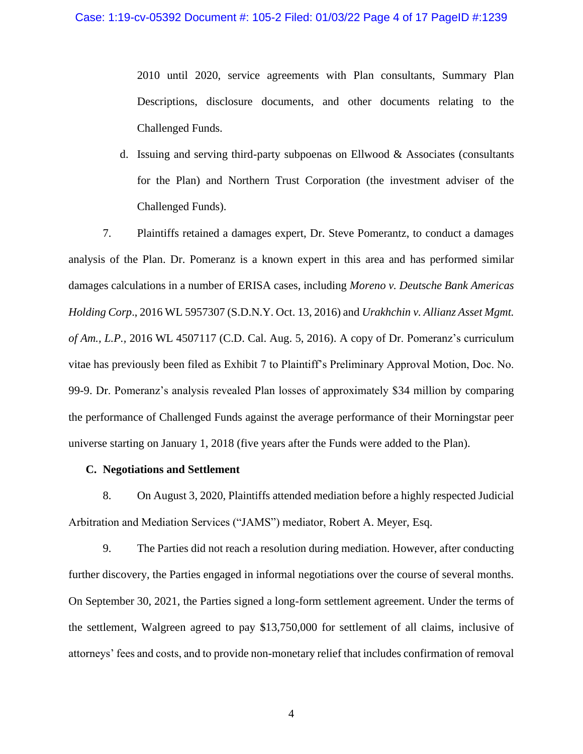2010 until 2020, service agreements with Plan consultants, Summary Plan Descriptions, disclosure documents, and other documents relating to the Challenged Funds.

d. Issuing and serving third-party subpoenas on Ellwood & Associates (consultants for the Plan) and Northern Trust Corporation (the investment adviser of the Challenged Funds).

7. Plaintiffs retained a damages expert, Dr. Steve Pomerantz, to conduct a damages analysis of the Plan. Dr. Pomeranz is a known expert in this area and has performed similar damages calculations in a number of ERISA cases, including *Moreno v. Deutsche Bank Americas Holding Corp*., 2016 WL 5957307 (S.D.N.Y. Oct. 13, 2016) and *Urakhchin v. Allianz Asset Mgmt. of Am., L.P.*, 2016 WL 4507117 (C.D. Cal. Aug. 5, 2016). A copy of Dr. Pomeranz's curriculum vitae has previously been filed as Exhibit 7 to Plaintiff's Preliminary Approval Motion, Doc. No. 99-9. Dr. Pomeranz's analysis revealed Plan losses of approximately $34 million by comparing the performance of Challenged Funds against the average performance of their Morningstar peer universe starting on January 1, 2018 (five years after the Funds were added to the Plan).

### C. Negotiations and Settlement

8. On August 3, 2020, Plaintiffs attended mediation before a highly respected Judicial Arbitration and Mediation Services ("JAMS") mediator, Robert A. Meyer, Esq.

9. The Parties did not reach a resolution during mediation. However, after conducting further discovery, the Parties engaged in informal negotiations over the course of several months. On September 30, 2021, the Parties signed a long-form settlement agreement. Under the terms of the settlement, Walgreen agreed to pay $13,750,000 for settlement of all claims, inclusive of attorneys' fees and costs, and to provide non-monetary relief that includes confirmation of removal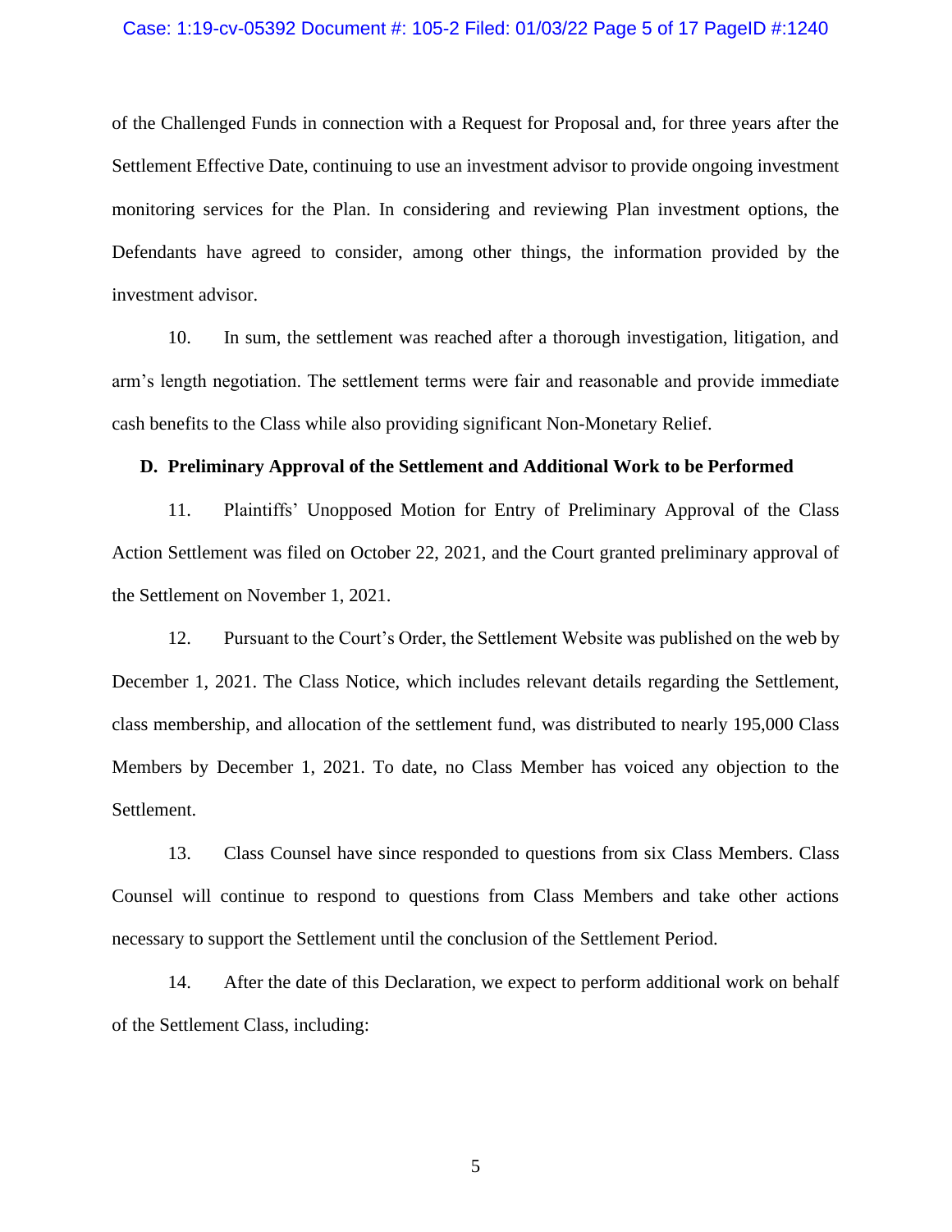of the Challenged Funds in connection with a Request for Proposal and, for three years after the Settlement Effective Date, continuing to use an investment advisor to provide ongoing investment monitoring services for the Plan. In considering and reviewing Plan investment options, the Defendants have agreed to consider, among other things, the information provided by the investment advisor.

10. In sum, the settlement was reached after a thorough investigation, litigation, and arm's length negotiation. The settlement terms were fair and reasonable and provide immediate cash benefits to the Class while also providing significant Non-Monetary Relief.

**D. Preliminary Approval of the Settlement and Additional Work to be Performed**

11. Plaintiffs' Unopposed Motion for Entry of Preliminary Approval of the Class Action Settlement was filed on October 22, 2021, and the Court granted preliminary approval of the Settlement on November 1, 2021.

12. Pursuant to the Court's Order, the Settlement Website was published on the web by December 1, 2021. The Class Notice, which includes relevant details regarding the Settlement, class membership, and allocation of the settlement fund, was distributed to nearly 195,000 Class Members by December 1, 2021. To date, no Class Member has voiced any objection to the Settlement.

13. Class Counsel have since responded to questions from six Class Members. Class Counsel will continue to respond to questions from Class Members and take other actions necessary to support the Settlement until the conclusion of the Settlement Period.

14. After the date of this Declaration, we expect to perform additional work on behalf of the Settlement Class, including: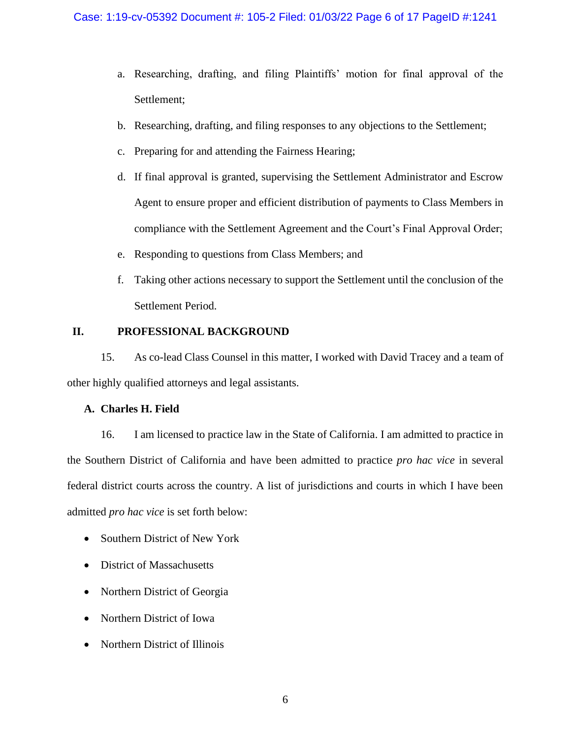a. Researching, drafting, and filing Plaintiffs' motion for final approval of the Settlement;

b. Researching, drafting, and filing responses to any objections to the Settlement;

c. Preparing for and attending the Fairness Hearing;

d. If final approval is granted, supervising the Settlement Administrator and Escrow Agent to ensure proper and efficient distribution of payments to Class Members in compliance with the Settlement Agreement and the Court's Final Approval Order;

e. Responding to questions from Class Members; and

f. Taking other actions necessary to support the Settlement until the conclusion of the Settlement Period.

## II. PROFESSIONAL BACKGROUND

15. As co-lead Class Counsel in this matter, I worked with David Tracey and a team of other highly qualified attorneys and legal assistants.

### A. Charles H. Field

16. I am licensed to practice law in the State of California. I am admitted to practice in the Southern District of California and have been admitted to practice *pro hac vice* in several federal district courts across the country. A list of jurisdictions and courts in which I have been admitted *pro hac vice* is set forth below:

- Southern District of New York
- District of Massachusetts
- Northern District of Georgia
- Northern District of Iowa
- Northern District of Illinois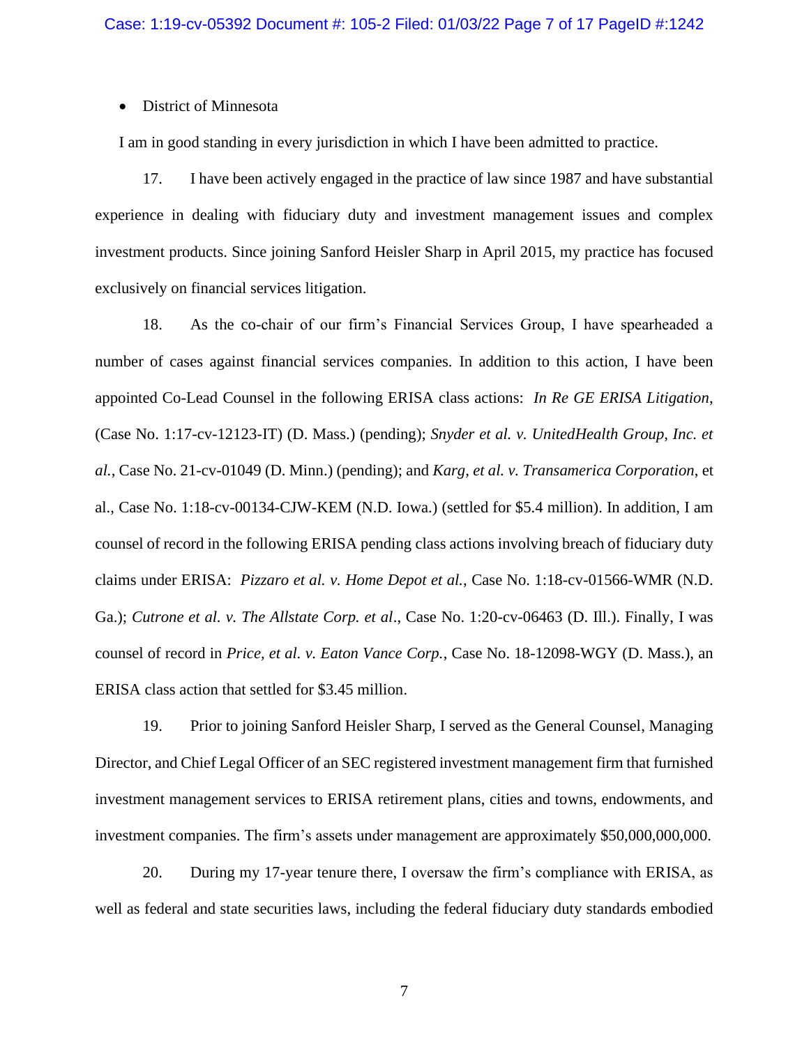- District of Minnesota

I am in good standing in every jurisdiction in which I have been admitted to practice.

17. I have been actively engaged in the practice of law since 1987 and have substantial experience in dealing with fiduciary duty and investment management issues and complex investment products. Since joining Sanford Heisler Sharp in April 2015, my practice has focused exclusively on financial services litigation.

18. As the co-chair of our firm's Financial Services Group, I have spearheaded a number of cases against financial services companies. In addition to this action, I have been appointed Co-Lead Counsel in the following ERISA class actions: *In Re GE ERISA Litigation*, (Case No. 1:17-cv-12123-IT) (D. Mass.) (pending); *Snyder et al. v. UnitedHealth Group, Inc. et al.*, Case No. 21-cv-01049 (D. Minn.) (pending); and *Karg, et al. v. Transamerica Corporation*, et al., Case No. 1:18-cv-00134-CJW-KEM (N.D. Iowa.) (settled for $5.4 million). In addition, I am counsel of record in the following ERISA pending class actions involving breach of fiduciary duty claims under ERISA: *Pizzaro et al. v. Home Depot et al.*, Case No. 1:18-cv-01566-WMR (N.D. Ga.); *Cutrone et al. v. The Allstate Corp. et al*., Case No. 1:20-cv-06463 (D. Ill.). Finally, I was counsel of record in *Price, et al. v. Eaton Vance Corp.*, Case No. 18-12098-WGY (D. Mass.), an ERISA class action that settled for $3.45 million.

19. Prior to joining Sanford Heisler Sharp, I served as the General Counsel, Managing Director, and Chief Legal Officer of an SEC registered investment management firm that furnished investment management services to ERISA retirement plans, cities and towns, endowments, and investment companies. The firm's assets under management are approximately $50,000,000,000.

20. During my 17-year tenure there, I oversaw the firm's compliance with ERISA, as well as federal and state securities laws, including the federal fiduciary duty standards embodied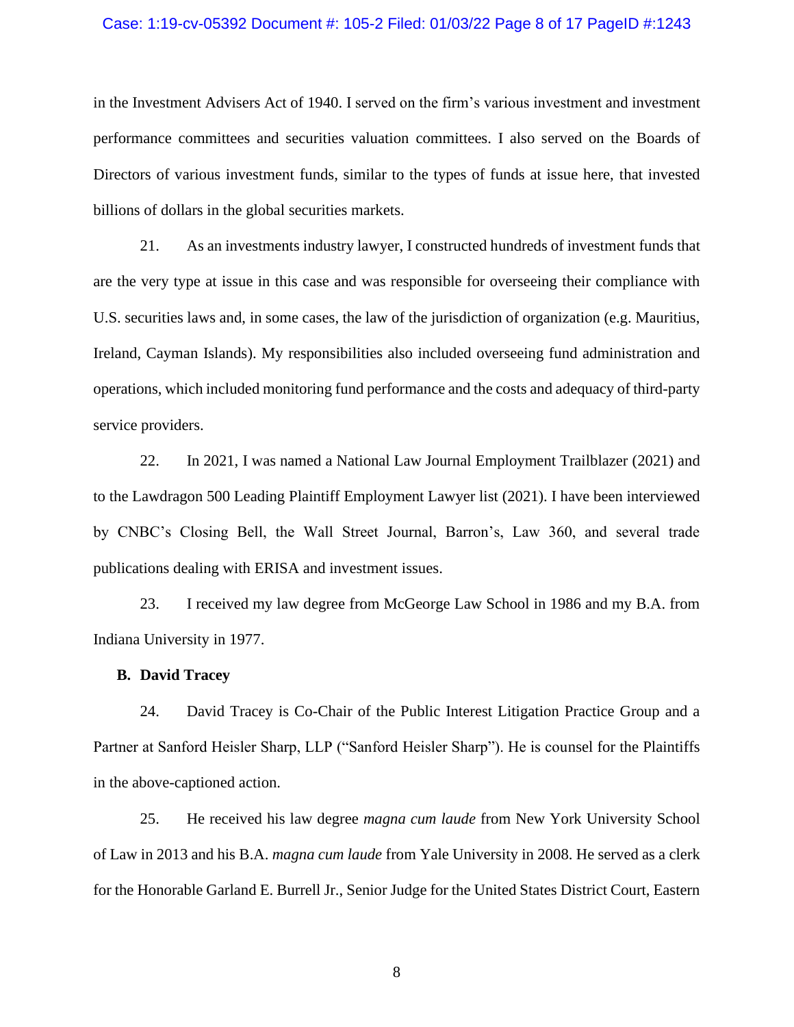in the Investment Advisers Act of 1940. I served on the firm's various investment and investment performance committees and securities valuation committees. I also served on the Boards of Directors of various investment funds, similar to the types of funds at issue here, that invested billions of dollars in the global securities markets.

21. As an investments industry lawyer, I constructed hundreds of investment funds that are the very type at issue in this case and was responsible for overseeing their compliance with U.S. securities laws and, in some cases, the law of the jurisdiction of organization (e.g. Mauritius, Ireland, Cayman Islands). My responsibilities also included overseeing fund administration and operations, which included monitoring fund performance and the costs and adequacy of third-party service providers.

22. In 2021, I was named a National Law Journal Employment Trailblazer (2021) and to the Lawdragon 500 Leading Plaintiff Employment Lawyer list (2021). I have been interviewed by CNBC's Closing Bell, the Wall Street Journal, Barron's, Law 360, and several trade publications dealing with ERISA and investment issues.

23. I received my law degree from McGeorge Law School in 1986 and my B.A. from Indiana University in 1977.

**B. David Tracey**

24. David Tracey is Co-Chair of the Public Interest Litigation Practice Group and a Partner at Sanford Heisler Sharp, LLP ("Sanford Heisler Sharp"). He is counsel for the Plaintiffs in the above-captioned action.

25. He received his law degree *magna cum laude* from New York University School of Law in 2013 and his B.A. *magna cum laude* from Yale University in 2008. He served as a clerk for the Honorable Garland E. Burrell Jr., Senior Judge for the United States District Court, Eastern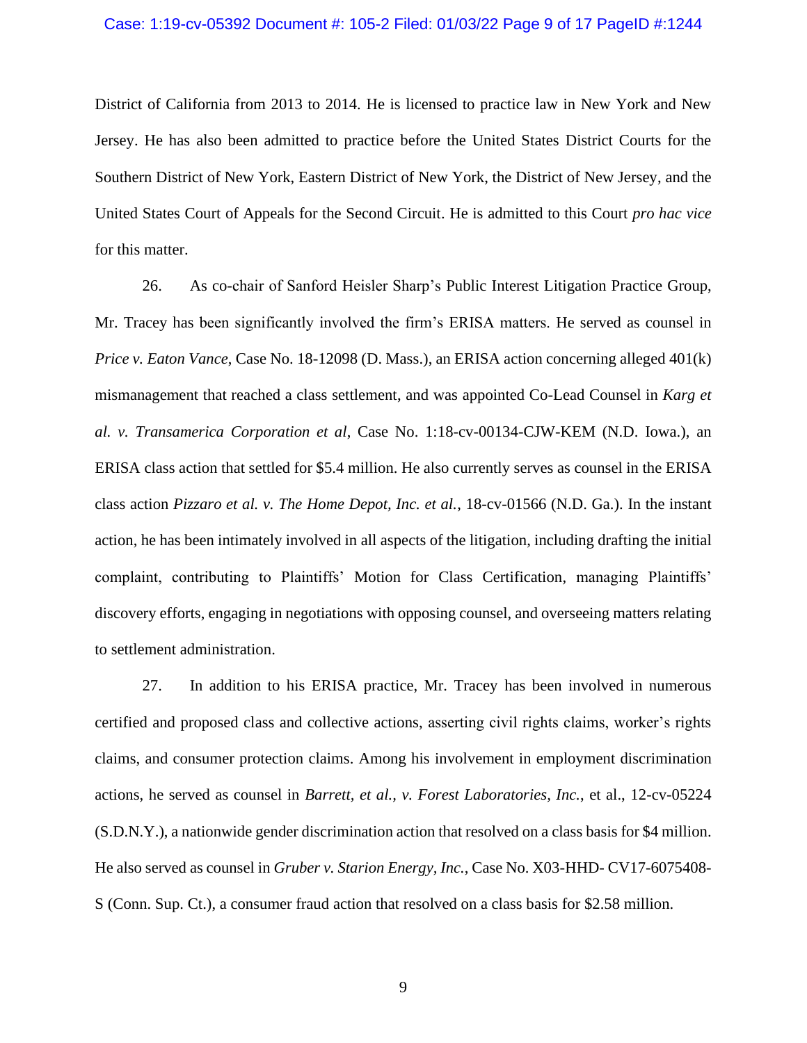District of California from 2013 to 2014. He is licensed to practice law in New York and New Jersey. He has also been admitted to practice before the United States District Courts for the Southern District of New York, Eastern District of New York, the District of New Jersey, and the United States Court of Appeals for the Second Circuit. He is admitted to this Court *pro hac vice* for this matter.

26. As co-chair of Sanford Heisler Sharp's Public Interest Litigation Practice Group, Mr. Tracey has been significantly involved the firm's ERISA matters. He served as counsel in *Price v. Eaton Vance*, Case No. 18-12098 (D. Mass.), an ERISA action concerning alleged 401(k) mismanagement that reached a class settlement, and was appointed Co-Lead Counsel in *Karg et al. v. Transamerica Corporation et al*, Case No. 1:18-cv-00134-CJW-KEM (N.D. Iowa.), an ERISA class action that settled for $5.4 million. He also currently serves as counsel in the ERISA class action *Pizzaro et al. v. The Home Depot, Inc. et al.*, 18-cv-01566 (N.D. Ga.). In the instant action, he has been intimately involved in all aspects of the litigation, including drafting the initial complaint, contributing to Plaintiffs' Motion for Class Certification, managing Plaintiffs' discovery efforts, engaging in negotiations with opposing counsel, and overseeing matters relating to settlement administration.

27. In addition to his ERISA practice, Mr. Tracey has been involved in numerous certified and proposed class and collective actions, asserting civil rights claims, worker's rights claims, and consumer protection claims. Among his involvement in employment discrimination actions, he served as counsel in *Barrett, et al., v. Forest Laboratories, Inc.*, et al., 12-cv-05224 (S.D.N.Y.), a nationwide gender discrimination action that resolved on a class basis for $4 million. He also served as counsel in *Gruber v. Starion Energy, Inc.*, Case No. X03-HHD- CV17-6075408-S (Conn. Sup. Ct.), a consumer fraud action that resolved on a class basis for $2.58 million.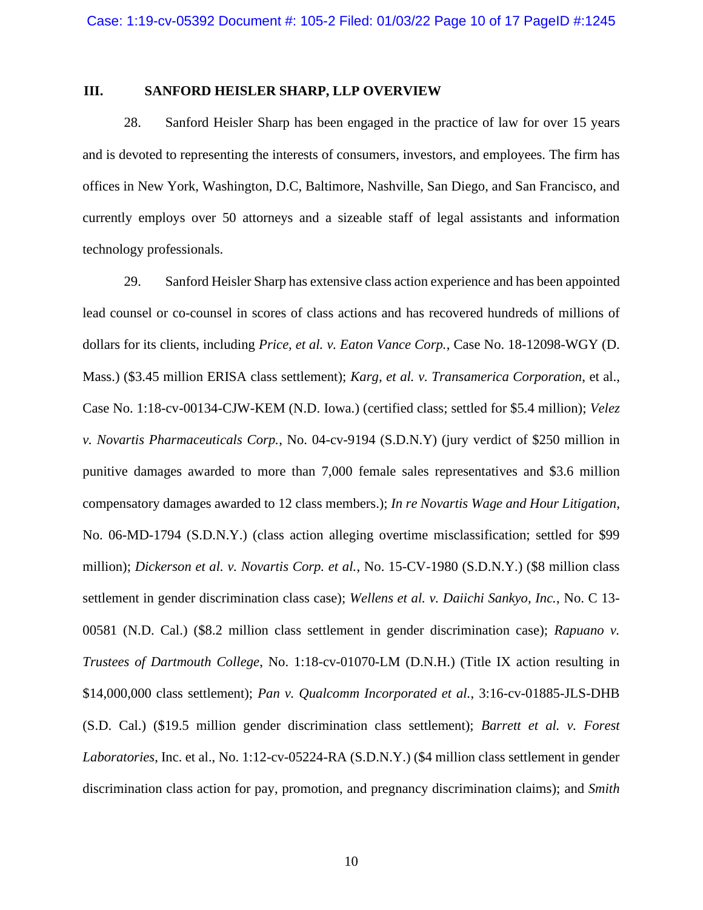## III. SANFORD HEISLER SHARP, LLP OVERVIEW

28. Sanford Heisler Sharp has been engaged in the practice of law for over 15 years and is devoted to representing the interests of consumers, investors, and employees. The firm has offices in New York, Washington, D.C, Baltimore, Nashville, San Diego, and San Francisco, and currently employs over 50 attorneys and a sizeable staff of legal assistants and information technology professionals.

29. Sanford Heisler Sharp has extensive class action experience and has been appointed lead counsel or co-counsel in scores of class actions and has recovered hundreds of millions of dollars for its clients, including *Price, et al. v. Eaton Vance Corp.*, Case No. 18-12098-WGY (D. Mass.) ($3.45 million ERISA class settlement); *Karg, et al. v. Transamerica Corporation*, et al., Case No. 1:18-cv-00134-CJW-KEM (N.D. Iowa.) (certified class; settled for $5.4 million); *Velez v. Novartis Pharmaceuticals Corp.*, No. 04-cv-9194 (S.D.N.Y) (jury verdict of $250 million in punitive damages awarded to more than 7,000 female sales representatives and $3.6 million compensatory damages awarded to 12 class members.); *In re Novartis Wage and Hour Litigation*, No. 06-MD-1794 (S.D.N.Y.) (class action alleging overtime misclassification; settled for $99 million); *Dickerson et al. v. Novartis Corp. et al.*, No. 15-CV-1980 (S.D.N.Y.) ($8 million class settlement in gender discrimination class case); *Wellens et al. v. Daiichi Sankyo, Inc.*, No. C 13-00581 (N.D. Cal.) ($8.2 million class settlement in gender discrimination case); *Rapuano v. Trustees of Dartmouth College*, No. 1:18-cv-01070-LM (D.N.H.) (Title IX action resulting in $14,000,000 class settlement); *Pan v. Qualcomm Incorporated et al.*, 3:16-cv-01885-JLS-DHB (S.D. Cal.) ($19.5 million gender discrimination class settlement); *Barrett et al. v. Forest Laboratories*, Inc. et al., No. 1:12-cv-05224-RA (S.D.N.Y.) ($4 million class settlement in gender discrimination class action for pay, promotion, and pregnancy discrimination claims); and *Smith*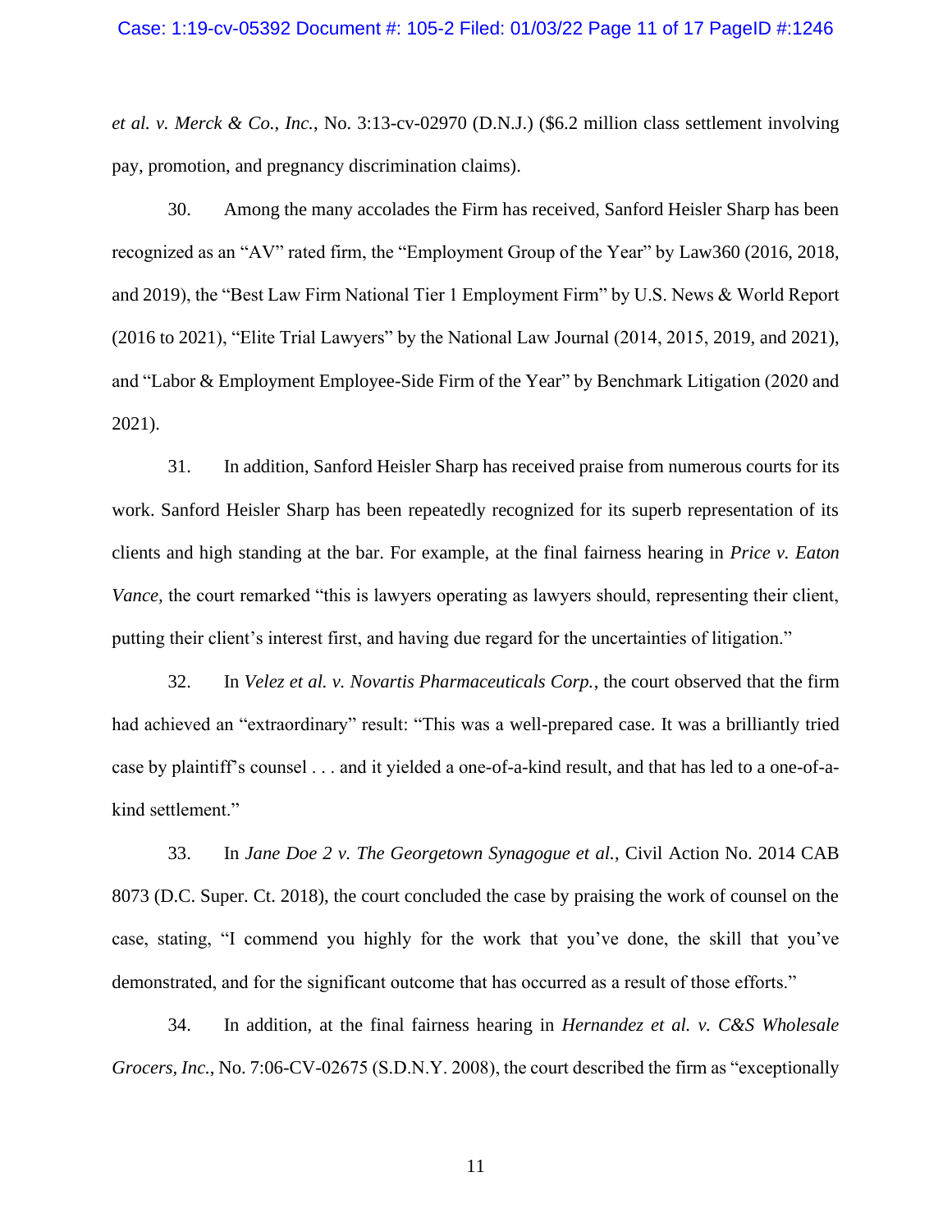*et al. v. Merck & Co., Inc.*, No. 3:13-cv-02970 (D.N.J.) ($6.2 million class settlement involving pay, promotion, and pregnancy discrimination claims).

30. Among the many accolades the Firm has received, Sanford Heisler Sharp has been recognized as an "AV" rated firm, the "Employment Group of the Year" by Law360 (2016, 2018, and 2019), the "Best Law Firm National Tier 1 Employment Firm" by U.S. News & World Report (2016 to 2021), "Elite Trial Lawyers" by the National Law Journal (2014, 2015, 2019, and 2021), and "Labor & Employment Employee-Side Firm of the Year" by Benchmark Litigation (2020 and 2021).

31. In addition, Sanford Heisler Sharp has received praise from numerous courts for its work. Sanford Heisler Sharp has been repeatedly recognized for its superb representation of its clients and high standing at the bar. For example, at the final fairness hearing in *Price v. Eaton Vance,* the court remarked "this is lawyers operating as lawyers should, representing their client, putting their client's interest first, and having due regard for the uncertainties of litigation."

32. In *Velez et al. v. Novartis Pharmaceuticals Corp.*, the court observed that the firm had achieved an "extraordinary" result: "This was a well-prepared case. It was a brilliantly tried case by plaintiff's counsel . . . and it yielded a one-of-a-kind result, and that has led to a one-of-a-kind settlement."

33. In *Jane Doe 2 v. The Georgetown Synagogue et al.*, Civil Action No. 2014 CAB 8073 (D.C. Super. Ct. 2018), the court concluded the case by praising the work of counsel on the case, stating, "I commend you highly for the work that you've done, the skill that you've demonstrated, and for the significant outcome that has occurred as a result of those efforts."

34. In addition, at the final fairness hearing in *Hernandez et al. v. C&S Wholesale Grocers, Inc.*, No. 7:06-CV-02675 (S.D.N.Y. 2008), the court described the firm as "exceptionally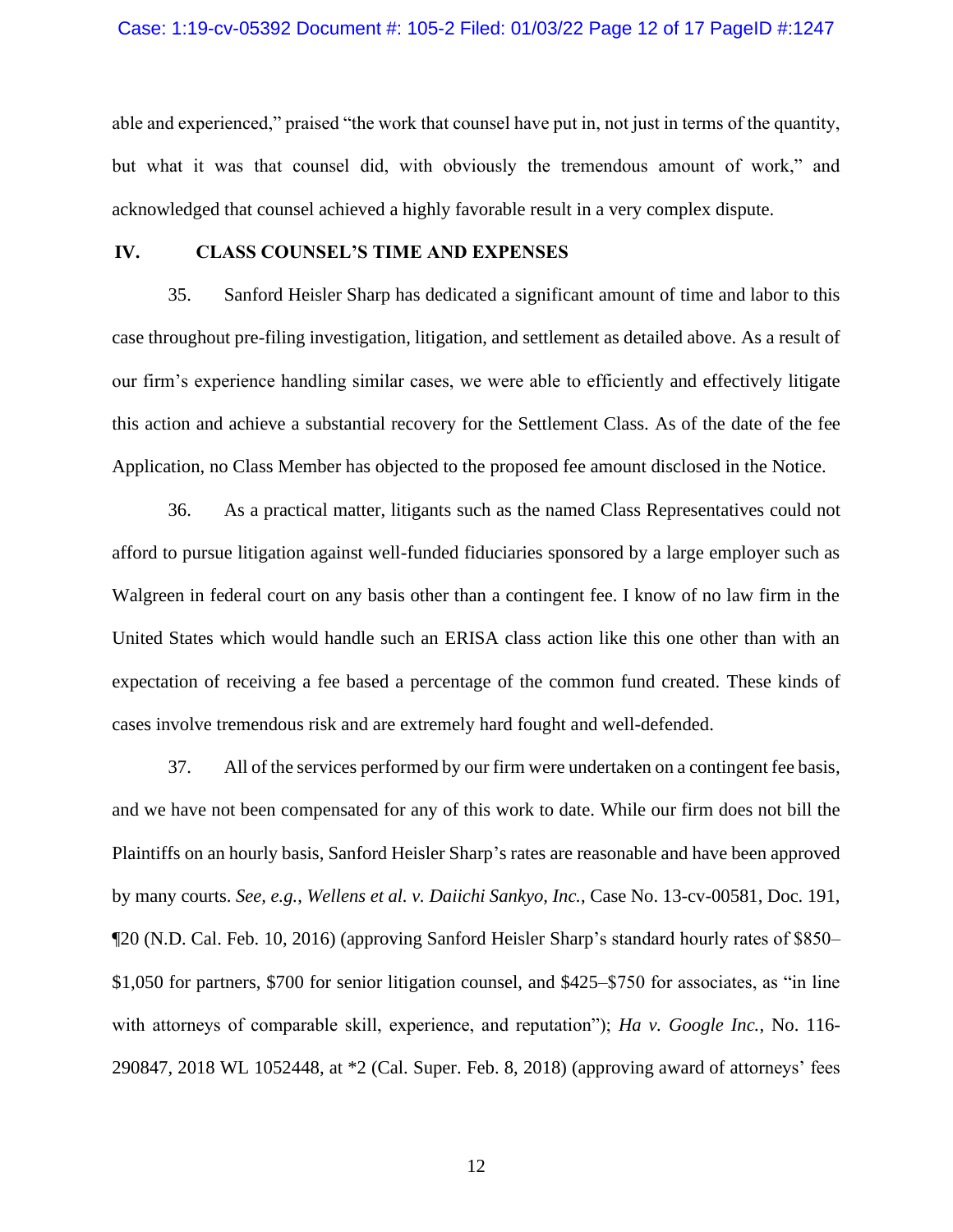able and experienced," praised "the work that counsel have put in, not just in terms of the quantity, but what it was that counsel did, with obviously the tremendous amount of work," and acknowledged that counsel achieved a highly favorable result in a very complex dispute.

## IV. CLASS COUNSEL'S TIME AND EXPENSES

35. Sanford Heisler Sharp has dedicated a significant amount of time and labor to this case throughout pre-filing investigation, litigation, and settlement as detailed above. As a result of our firm's experience handling similar cases, we were able to efficiently and effectively litigate this action and achieve a substantial recovery for the Settlement Class. As of the date of the fee Application, no Class Member has objected to the proposed fee amount disclosed in the Notice.

36. As a practical matter, litigants such as the named Class Representatives could not afford to pursue litigation against well-funded fiduciaries sponsored by a large employer such as Walgreen in federal court on any basis other than a contingent fee. I know of no law firm in the United States which would handle such an ERISA class action like this one other than with an expectation of receiving a fee based a percentage of the common fund created. These kinds of cases involve tremendous risk and are extremely hard fought and well-defended.

37. All of the services performed by our firm were undertaken on a contingent fee basis, and we have not been compensated for any of this work to date. While our firm does not bill the Plaintiffs on an hourly basis, Sanford Heisler Sharp's rates are reasonable and have been approved by many courts. *See, e.g.*, *Wellens et al. v. Daiichi Sankyo, Inc.*, Case No. 13-cv-00581, Doc. 191, ¶20 (N.D. Cal. Feb. 10, 2016) (approving Sanford Heisler Sharp's standard hourly rates of $850–$1,050 for partners, $700 for senior litigation counsel, and $425–$750 for associates, as "in line with attorneys of comparable skill, experience, and reputation"); *Ha v. Google Inc.*, No. 116-290847, 2018 WL 1052448, at *2 (Cal. Super. Feb. 8, 2018) (approving award of attorneys' fees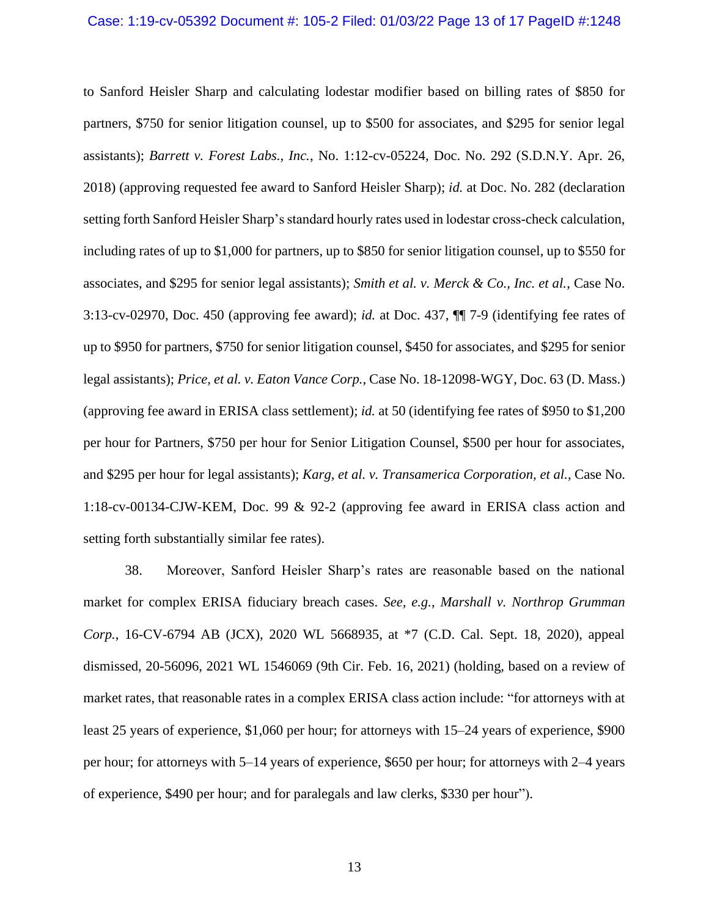to Sanford Heisler Sharp and calculating lodestar modifier based on billing rates of $850 for partners, $750 for senior litigation counsel, up to $500 for associates, and $295 for senior legal assistants); *Barrett v. Forest Labs., Inc.*, No. 1:12-cv-05224, Doc. No. 292 (S.D.N.Y. Apr. 26, 2018) (approving requested fee award to Sanford Heisler Sharp); *id.* at Doc. No. 282 (declaration setting forth Sanford Heisler Sharp's standard hourly rates used in lodestar cross-check calculation, including rates of up to $1,000 for partners, up to $850 for senior litigation counsel, up to $550 for associates, and $295 for senior legal assistants); *Smith et al. v. Merck & Co., Inc. et al.*, Case No. 3:13-cv-02970, Doc. 450 (approving fee award); *id.* at Doc. 437, ¶¶ 7-9 (identifying fee rates of up to $950 for partners, $750 for senior litigation counsel, $450 for associates, and $295 for senior legal assistants); *Price, et al. v. Eaton Vance Corp.*, Case No. 18-12098-WGY, Doc. 63 (D. Mass.) (approving fee award in ERISA class settlement); *id.* at 50 (identifying fee rates of $950 to $1,200 per hour for Partners, $750 per hour for Senior Litigation Counsel, $500 per hour for associates, and $295 per hour for legal assistants); *Karg, et al. v. Transamerica Corporation, et al.*, Case No. 1:18-cv-00134-CJW-KEM, Doc. 99 & 92-2 (approving fee award in ERISA class action and setting forth substantially similar fee rates).

38. Moreover, Sanford Heisler Sharp's rates are reasonable based on the national market for complex ERISA fiduciary breach cases. *See, e.g.*, *Marshall v. Northrop Grumman Corp.*, 16-CV-6794 AB (JCX), 2020 WL 5668935, at *7 (C.D. Cal. Sept. 18, 2020), appeal dismissed, 20-56096, 2021 WL 1546069 (9th Cir. Feb. 16, 2021) (holding, based on a review of market rates, that reasonable rates in a complex ERISA class action include: "for attorneys with at least 25 years of experience, $1,060 per hour; for attorneys with 15–24 years of experience, $900 per hour; for attorneys with 5–14 years of experience, $650 per hour; for attorneys with 2–4 years of experience, $490 per hour; and for paralegals and law clerks, $330 per hour").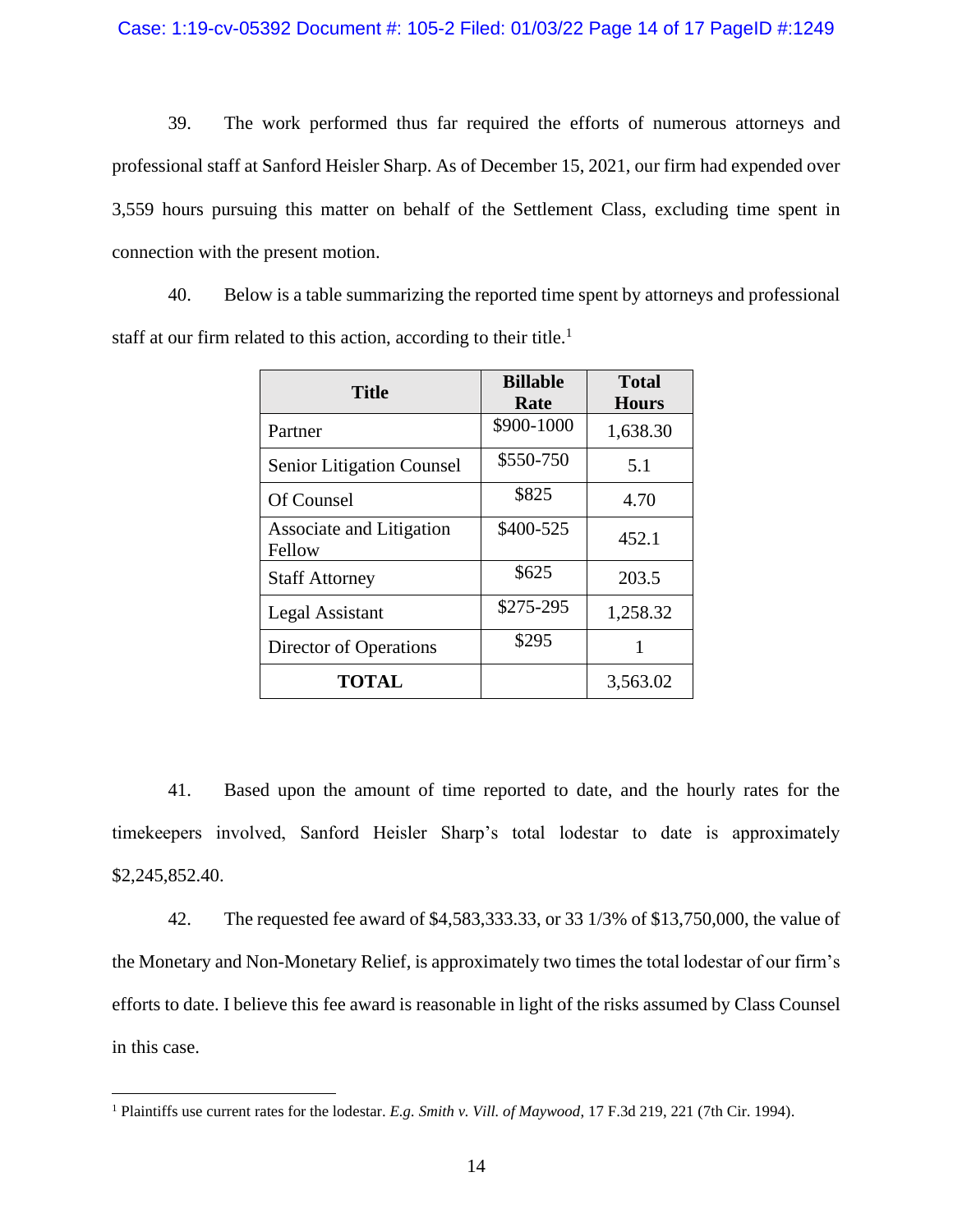39. The work performed thus far required the efforts of numerous attorneys and professional staff at Sanford Heisler Sharp. As of December 15, 2021, our firm had expended over 3,559 hours pursuing this matter on behalf of the Settlement Class, excluding time spent in connection with the present motion.

40. Below is a table summarizing the reported time spent by attorneys and professional staff at our firm related to this action, according to their title.[1]

| Title | Billable Rate | Total Hours |
| --- | --- | --- |
| Partner | $900-1000 | 1,638.30 |
| Senior Litigation Counsel | $550-750 | 5.1 |
| Of Counsel | $825 | 4.70 |
| Associate and Litigation Fellow | $400-525 | 452.1 |
| Staff Attorney | $625 | 203.5 |
| Legal Assistant | $275-295 | 1,258.32 |
| Director of Operations | $295 | 1 |
| **TOTAL** | | 3,563.02 |

41. Based upon the amount of time reported to date, and the hourly rates for the timekeepers involved, Sanford Heisler Sharp's total lodestar to date is approximately $2,245,852.40.

42. The requested fee award of $4,583,333.33, or 33 1/3% of $13,750,000, the value of the Monetary and Non-Monetary Relief, is approximately two times the total lodestar of our firm's efforts to date. I believe this fee award is reasonable in light of the risks assumed by Class Counsel in this case.

---

[1] Plaintiffs use current rates for the lodestar. *E.g. Smith v. Vill. of Maywood*, 17 F.3d 219, 221 (7th Cir. 1994).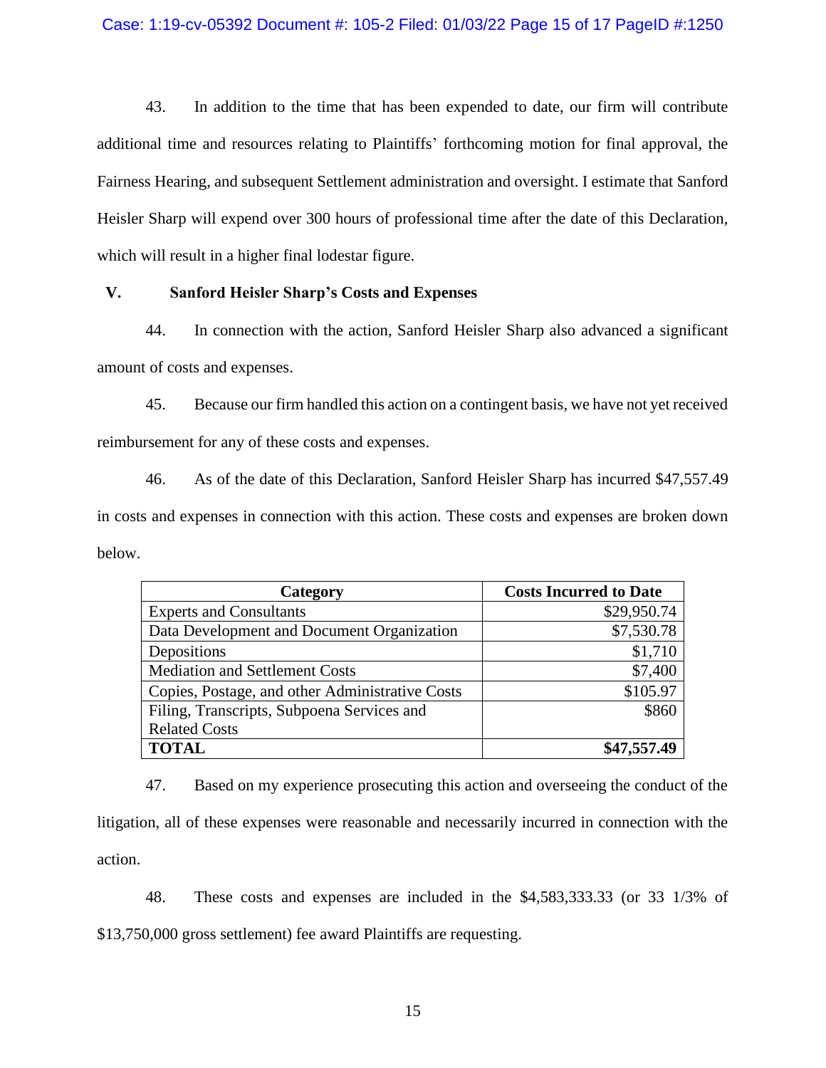43. In addition to the time that has been expended to date, our firm will contribute additional time and resources relating to Plaintiffs' forthcoming motion for final approval, the Fairness Hearing, and subsequent Settlement administration and oversight. I estimate that Sanford Heisler Sharp will expend over 300 hours of professional time after the date of this Declaration, which will result in a higher final lodestar figure.

## V. Sanford Heisler Sharp's Costs and Expenses

44. In connection with the action, Sanford Heisler Sharp also advanced a significant amount of costs and expenses.

45. Because our firm handled this action on a contingent basis, we have not yet received reimbursement for any of these costs and expenses.

46. As of the date of this Declaration, Sanford Heisler Sharp has incurred $47,557.49 in costs and expenses in connection with this action. These costs and expenses are broken down below.

| Category | Costs Incurred to Date |
|---|---:|
| Experts and Consultants | $29,950.74 |
| Data Development and Document Organization | $7,530.78 |
| Depositions | $1,710 |
| Mediation and Settlement Costs | $7,400 |
| Copies, Postage, and other Administrative Costs | $105.97 |
| Filing, Transcripts, Subpoena Services and Related Costs | $860 |
| **TOTAL** | **$47,557.49** |

47. Based on my experience prosecuting this action and overseeing the conduct of the litigation, all of these expenses were reasonable and necessarily incurred in connection with the action.

48. These costs and expenses are included in the $4,583,333.33 (or 33 1/3% of $13,750,000 gross settlement) fee award Plaintiffs are requesting.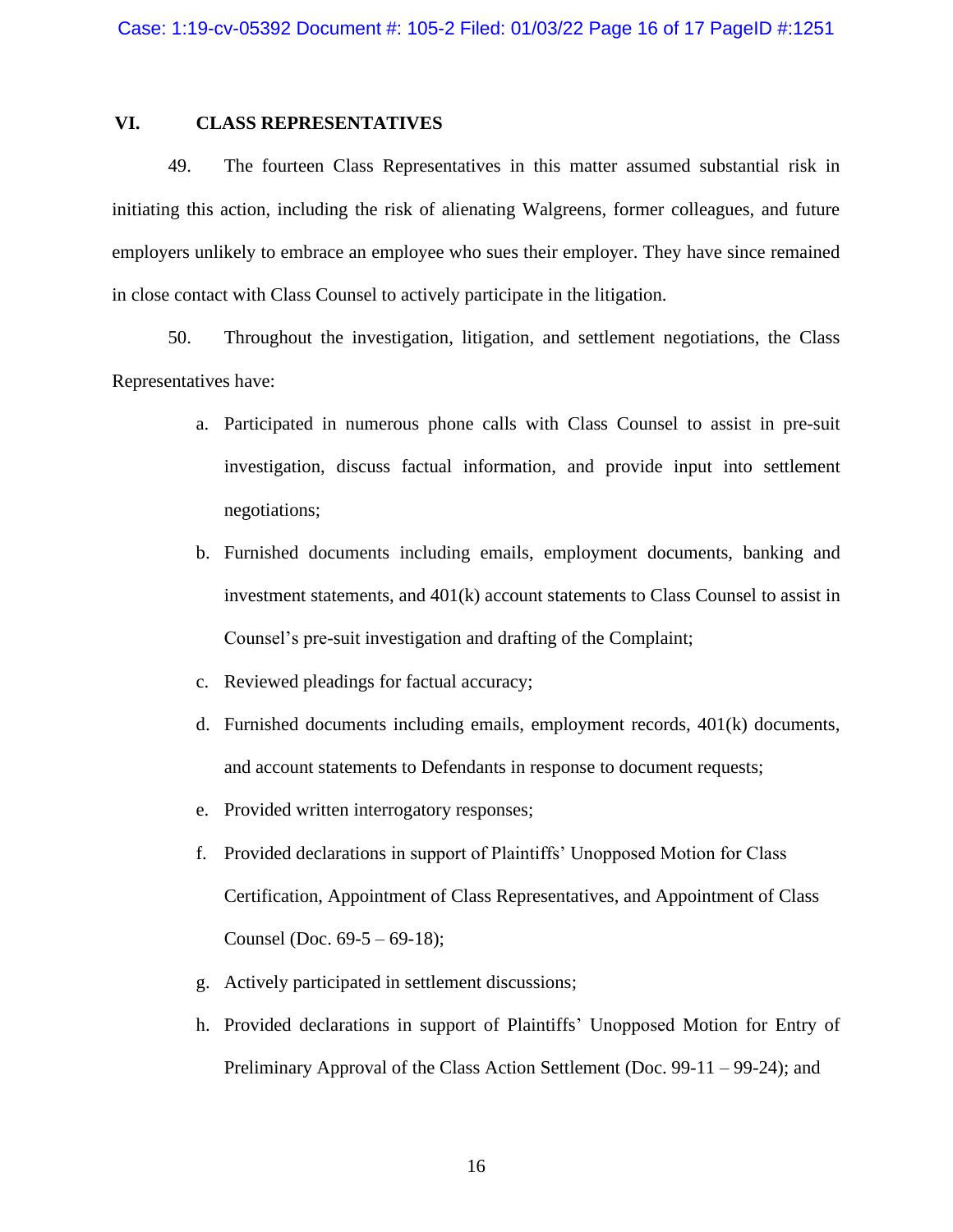## VI. CLASS REPRESENTATIVES

49. The fourteen Class Representatives in this matter assumed substantial risk in initiating this action, including the risk of alienating Walgreens, former colleagues, and future employers unlikely to embrace an employee who sues their employer. They have since remained in close contact with Class Counsel to actively participate in the litigation.

50. Throughout the investigation, litigation, and settlement negotiations, the Class Representatives have:

a. Participated in numerous phone calls with Class Counsel to assist in pre-suit investigation, discuss factual information, and provide input into settlement negotiations;

b. Furnished documents including emails, employment documents, banking and investment statements, and 401(k) account statements to Class Counsel to assist in Counsel's pre-suit investigation and drafting of the Complaint;

c. Reviewed pleadings for factual accuracy;

d. Furnished documents including emails, employment records, 401(k) documents, and account statements to Defendants in response to document requests;

e. Provided written interrogatory responses;

f. Provided declarations in support of Plaintiffs' Unopposed Motion for Class Certification, Appointment of Class Representatives, and Appointment of Class Counsel (Doc. 69-5 – 69-18);

g. Actively participated in settlement discussions;

h. Provided declarations in support of Plaintiffs' Unopposed Motion for Entry of Preliminary Approval of the Class Action Settlement (Doc. 99-11 – 99-24); and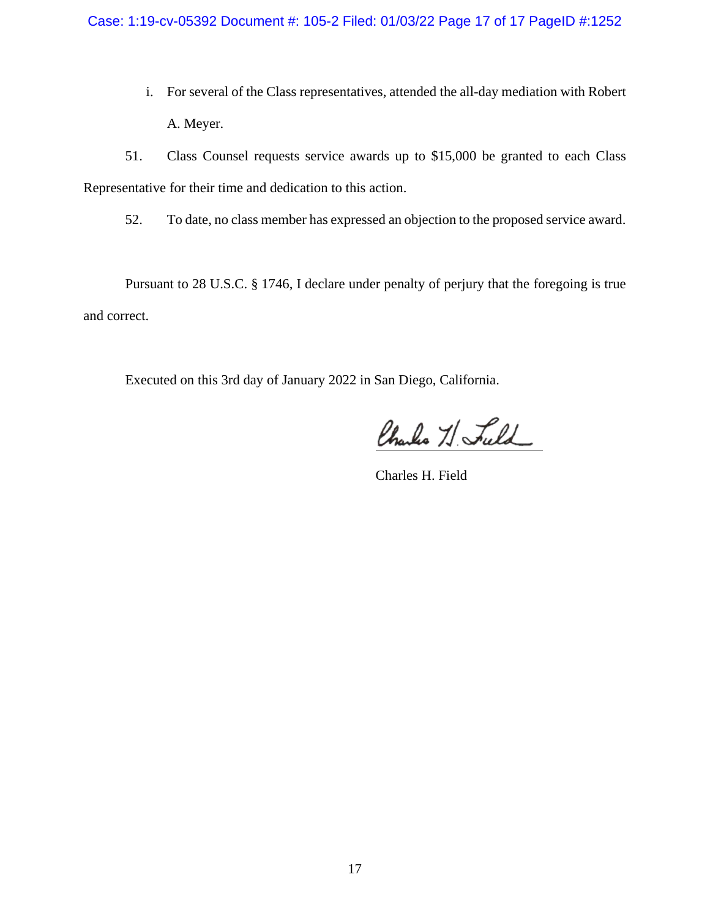i. For several of the Class representatives, attended the all-day mediation with Robert A. Meyer.

51. Class Counsel requests service awards up to $15,000 be granted to each Class Representative for their time and dedication to this action.

52. To date, no class member has expressed an objection to the proposed service award.

Pursuant to 28 U.S.C. § 1746, I declare under penalty of perjury that the foregoing is true and correct.

Executed on this 3rd day of January 2022 in San Diego, California.

Charles H. Field

Charles H. Field